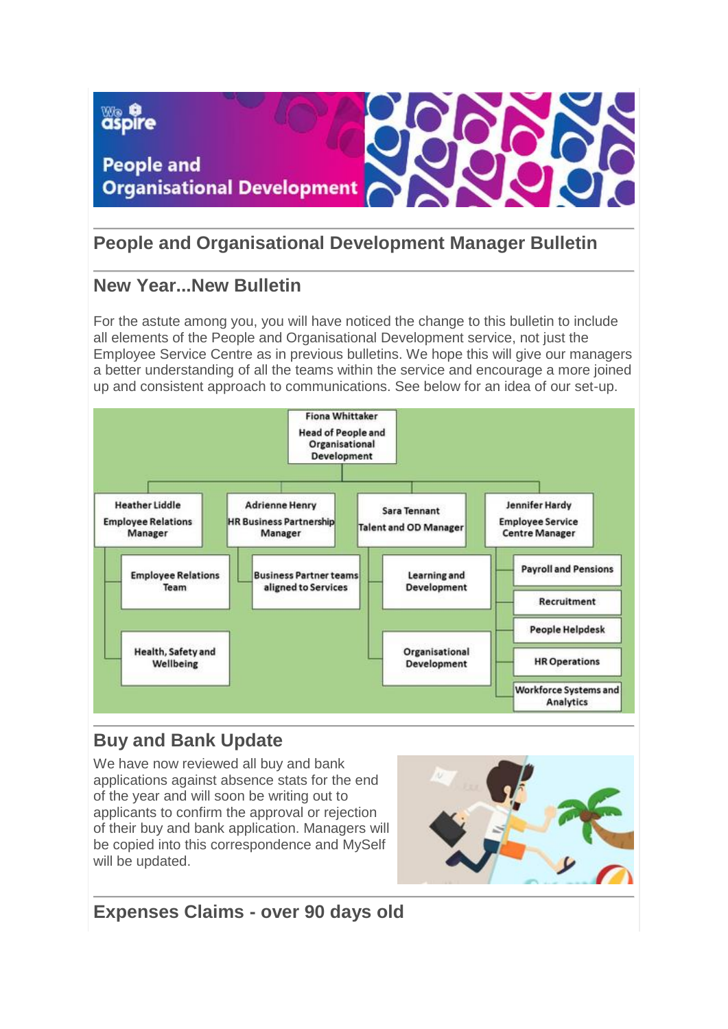# People and Organisational Development Manager Bulletin

## New Year...New Bulletin

For the astute among you, you will have noticed the change to this bulletin to include all elements of the People and Organisational Development service, not just the Employee Service Centre as in previous bulletins. We hope this will give our managers a better understanding of all the teams within the service and encourage a more joined up and consistent approach to communications. See below for an idea of our set-up.

- Fiona Whittaker – Head of People and Organisational Development
  - Heather Liddle – Employee Relations Manager
    - Employee Relations Team
    - Health, Safety and Wellbeing
  - Adrienne Henry – HR Business Partnership Manager
    - Business Partner teams aligned to Services
  - Sara Tennant – Talent and OD Manager
    - Learning and Development
    - Organisational Development
  - Jennifer Hardy – Employee Service Centre Manager
    - Payroll and Pensions
    - Recruitment
    - People Helpdesk
    - HR Operations
    - Workforce Systems and Analytics

## Buy and Bank Update

We have now reviewed all buy and bank applications against absence stats for the end of the year and will soon be writing out to applicants to confirm the approval or rejection of their buy and bank application. Managers will be copied into this correspondence and MySelf will be updated.

## Expenses Claims - over 90 days old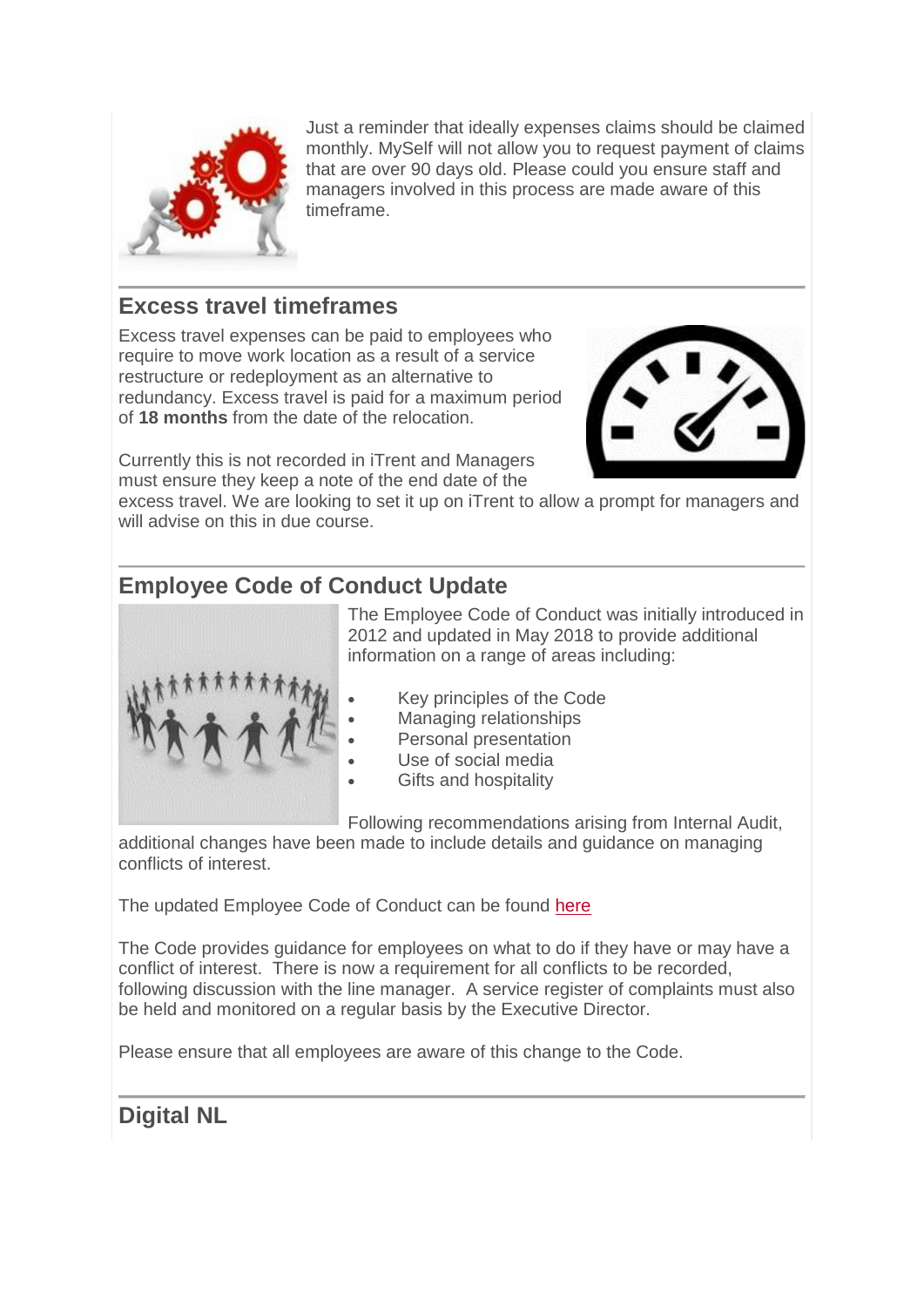Just a reminder that ideally expenses claims should be claimed monthly. MySelf will not allow you to request payment of claims that are over 90 days old. Please could you ensure staff and managers involved in this process are made aware of this timeframe.

## Excess travel timeframes

Excess travel expenses can be paid to employees who require to move work location as a result of a service restructure or redeployment as an alternative to redundancy. Excess travel is paid for a maximum period of **18 months** from the date of the relocation.

Currently this is not recorded in iTrent and Managers must ensure they keep a note of the end date of the excess travel. We are looking to set it up on iTrent to allow a prompt for managers and will advise on this in due course.

## Employee Code of Conduct Update

The Employee Code of Conduct was initially introduced in 2012 and updated in May 2018 to provide additional information on a range of areas including:

- Key principles of the Code
- Managing relationships
- Personal presentation
- Use of social media
- Gifts and hospitality

Following recommendations arising from Internal Audit, additional changes have been made to include details and guidance on managing conflicts of interest.

The updated Employee Code of Conduct can be found here

The Code provides guidance for employees on what to do if they have or may have a conflict of interest. There is now a requirement for all conflicts to be recorded, following discussion with the line manager. A service register of complaints must also be held and monitored on a regular basis by the Executive Director.

Please ensure that all employees are aware of this change to the Code.

## Digital NL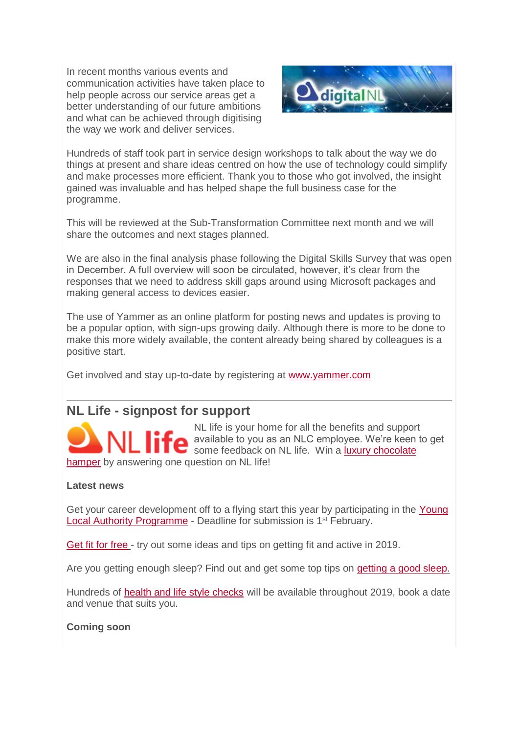In recent months various events and communication activities have taken place to help people across our service areas get a better understanding of our future ambitions and what can be achieved through digitising the way we work and deliver services.

Hundreds of staff took part in service design workshops to talk about the way we do things at present and share ideas centred on how the use of technology could simplify and make processes more efficient. Thank you to those who got involved, the insight gained was invaluable and has helped shape the full business case for the programme.

This will be reviewed at the Sub-Transformation Committee next month and we will share the outcomes and next stages planned.

We are also in the final analysis phase following the Digital Skills Survey that was open in December. A full overview will soon be circulated, however, it's clear from the responses that we need to address skill gaps around using Microsoft packages and making general access to devices easier.

The use of Yammer as an online platform for posting news and updates is proving to be a popular option, with sign-ups growing daily. Although there is more to be done to make this more widely available, the content already being shared by colleagues is a positive start.

Get involved and stay up-to-date by registering at www.yammer.com

---

## NL Life - signpost for support

NL life is your home for all the benefits and support available to you as an NLC employee. We're keen to get some feedback on NL life. Win a luxury chocolate hamper by answering one question on NL life!

**Latest news**

Get your career development off to a flying start this year by participating in the Young Local Authority Programme - Deadline for submission is 1st February.

Get fit for free - try out some ideas and tips on getting fit and active in 2019.

Are you getting enough sleep? Find out and get some top tips on getting a good sleep.

Hundreds of health and life style checks will be available throughout 2019, book a date and venue that suits you.

**Coming soon**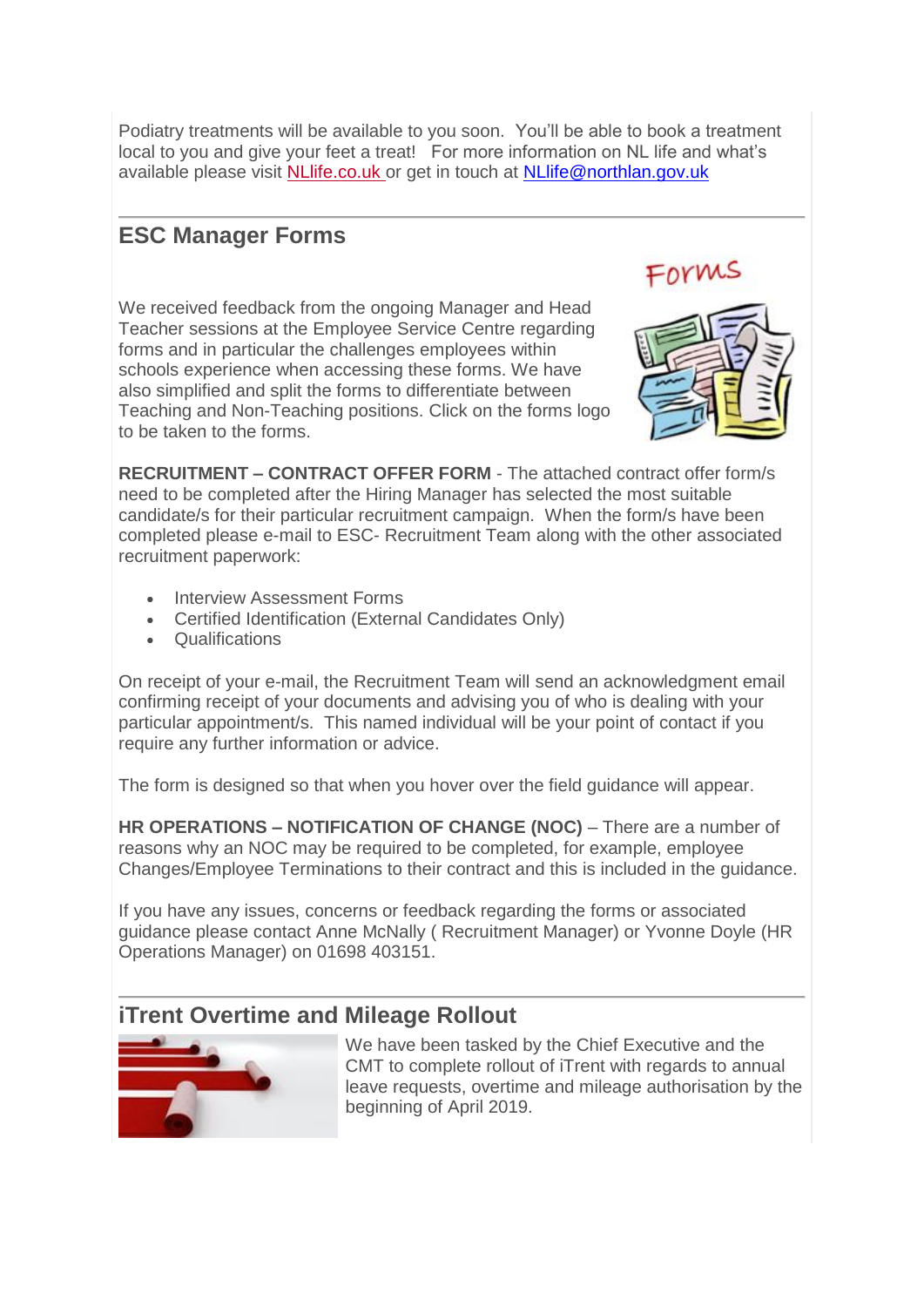Podiatry treatments will be available to you soon. You'll be able to book a treatment local to you and give your feet a treat! For more information on NL life and what's available please visit [NLlife.co.uk](NLlife.co.uk) or get in touch at [NLlife@northlan.gov.uk](mailto:NLlife@northlan.gov.uk)

## ESC Manager Forms

We received feedback from the ongoing Manager and Head Teacher sessions at the Employee Service Centre regarding forms and in particular the challenges employees within schools experience when accessing these forms. We have also simplified and split the forms to differentiate between Teaching and Non-Teaching positions. Click on the forms logo to be taken to the forms.

**RECRUITMENT – CONTRACT OFFER FORM** - The attached contract offer form/s need to be completed after the Hiring Manager has selected the most suitable candidate/s for their particular recruitment campaign. When the form/s have been completed please e-mail to ESC- Recruitment Team along with the other associated recruitment paperwork:

- Interview Assessment Forms
- Certified Identification (External Candidates Only)
- Qualifications

On receipt of your e-mail, the Recruitment Team will send an acknowledgment email confirming receipt of your documents and advising you of who is dealing with your particular appointment/s. This named individual will be your point of contact if you require any further information or advice.

The form is designed so that when you hover over the field guidance will appear.

**HR OPERATIONS – NOTIFICATION OF CHANGE (NOC)** – There are a number of reasons why an NOC may be required to be completed, for example, employee Changes/Employee Terminations to their contract and this is included in the guidance.

If you have any issues, concerns or feedback regarding the forms or associated guidance please contact Anne McNally ( Recruitment Manager) or Yvonne Doyle (HR Operations Manager) on 01698 403151.

## iTrent Overtime and Mileage Rollout

We have been tasked by the Chief Executive and the CMT to complete rollout of iTrent with regards to annual leave requests, overtime and mileage authorisation by the beginning of April 2019.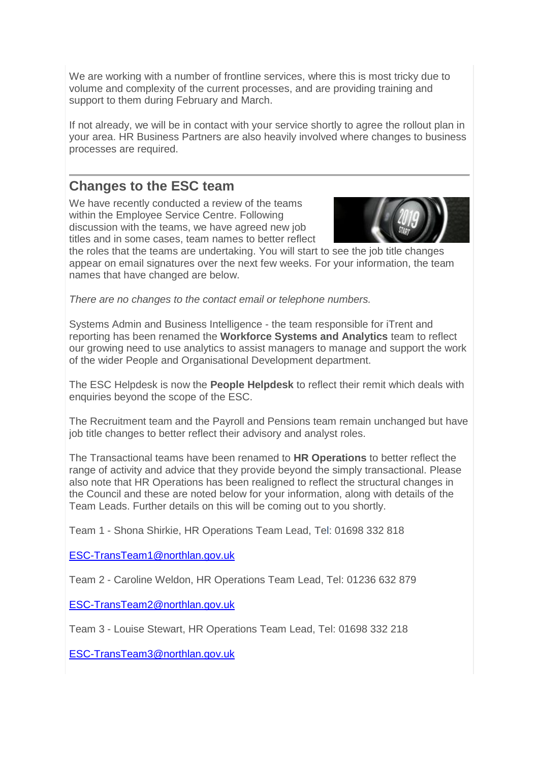We are working with a number of frontline services, where this is most tricky due to volume and complexity of the current processes, and are providing training and support to them during February and March.

If not already, we will be in contact with your service shortly to agree the rollout plan in your area. HR Business Partners are also heavily involved where changes to business processes are required.

## Changes to the ESC team

We have recently conducted a review of the teams within the Employee Service Centre. Following discussion with the teams, we have agreed new job titles and in some cases, team names to better reflect the roles that the teams are undertaking. You will start to see the job title changes appear on email signatures over the next few weeks. For your information, the team names that have changed are below.

*There are no changes to the contact email or telephone numbers.*

Systems Admin and Business Intelligence - the team responsible for iTrent and reporting has been renamed the **Workforce Systems and Analytics** team to reflect our growing need to use analytics to assist managers to manage and support the work of the wider People and Organisational Development department.

The ESC Helpdesk is now the **People Helpdesk** to reflect their remit which deals with enquiries beyond the scope of the ESC.

The Recruitment team and the Payroll and Pensions team remain unchanged but have job title changes to better reflect their advisory and analyst roles.

The Transactional teams have been renamed to **HR Operations** to better reflect the range of activity and advice that they provide beyond the simply transactional. Please also note that HR Operations has been realigned to reflect the structural changes in the Council and these are noted below for your information, along with details of the Team Leads. Further details on this will be coming out to you shortly.

Team 1 - Shona Shirkie, HR Operations Team Lead, Tel: 01698 332 818

ESC-TransTeam1@northlan.gov.uk

Team 2 - Caroline Weldon, HR Operations Team Lead, Tel: 01236 632 879

ESC-TransTeam2@northlan.gov.uk

Team 3 - Louise Stewart, HR Operations Team Lead, Tel: 01698 332 218

ESC-TransTeam3@northlan.gov.uk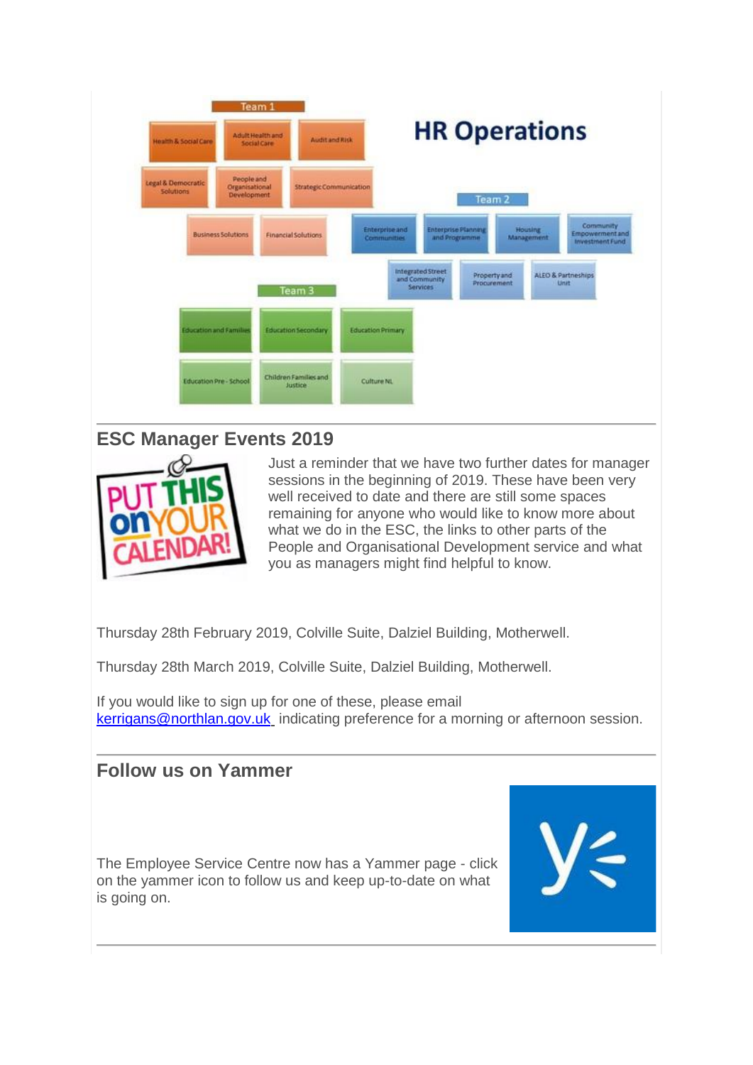# HR Operations

**Team 1**

- Health & Social Care
- Adult Health and Social Care
- Audit and Risk
- Legal & Democratic Solutions
- People and Organisational Development
- Strategic Communication
- Business Solutions
- Financial Solutions

**Team 2**

- Enterprise and Communities
- Enterprise Planning and Programme
- Housing Management
- Community Empowerment and Investment Fund
- Integrated Street and Community Services
- Property and Procurement
- ALEO & Partnerships Unit

**Team 3**

- Education and Families
- Education Secondary
- Education Primary
- Education Pre - School
- Children Families and Justice
- Culture NL

## ESC Manager Events 2019

Just a reminder that we have two further dates for manager sessions in the beginning of 2019. These have been very well received to date and there are still some spaces remaining for anyone who would like to know more about what we do in the ESC, the links to other parts of the People and Organisational Development service and what you as managers might find helpful to know.

Thursday 28th February 2019, Colville Suite, Dalziel Building, Motherwell.

Thursday 28th March 2019, Colville Suite, Dalziel Building, Motherwell.

If you would like to sign up for one of these, please email kerrigans@northlan.gov.uk indicating preference for a morning or afternoon session.

## Follow us on Yammer

The Employee Service Centre now has a Yammer page - click on the yammer icon to follow us and keep up-to-date on what is going on.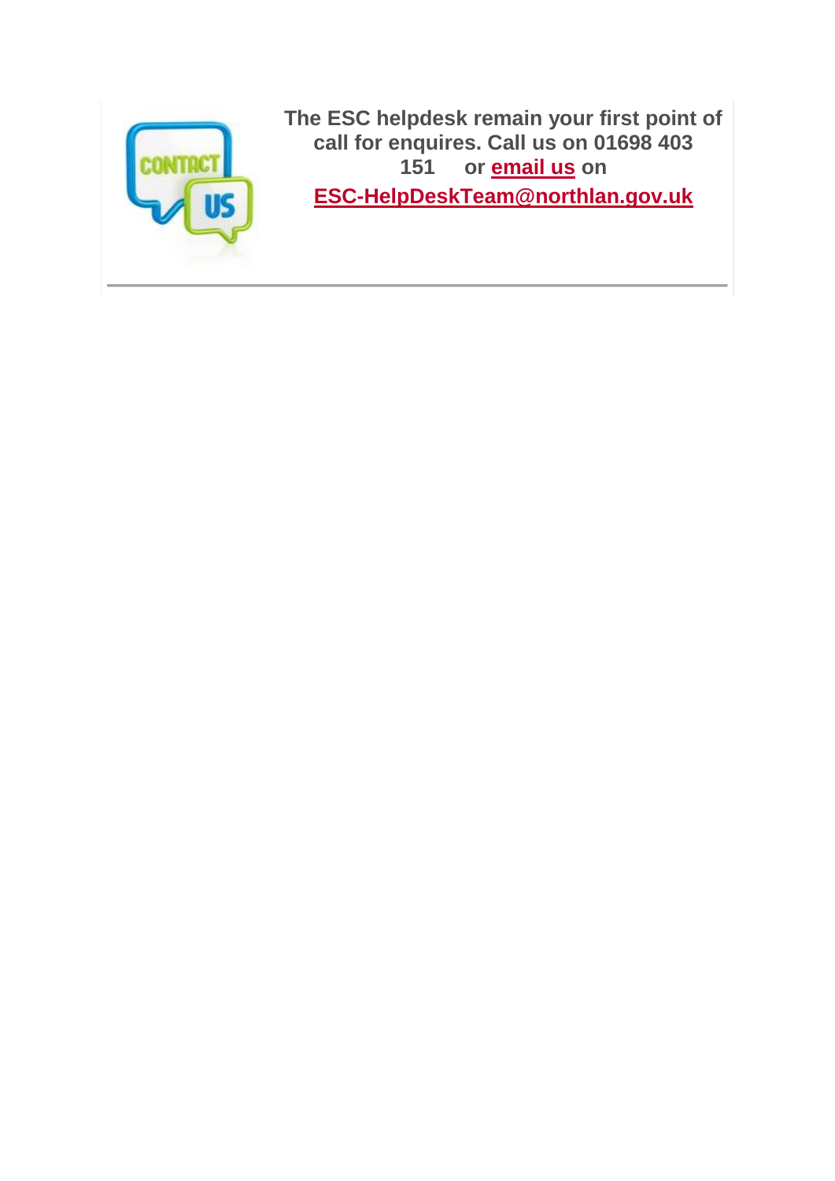**The ESC helpdesk remain your first point of call for enquires. Call us on 01698 403 151 or email us on ESC-HelpDeskTeam@northlan.gov.uk**